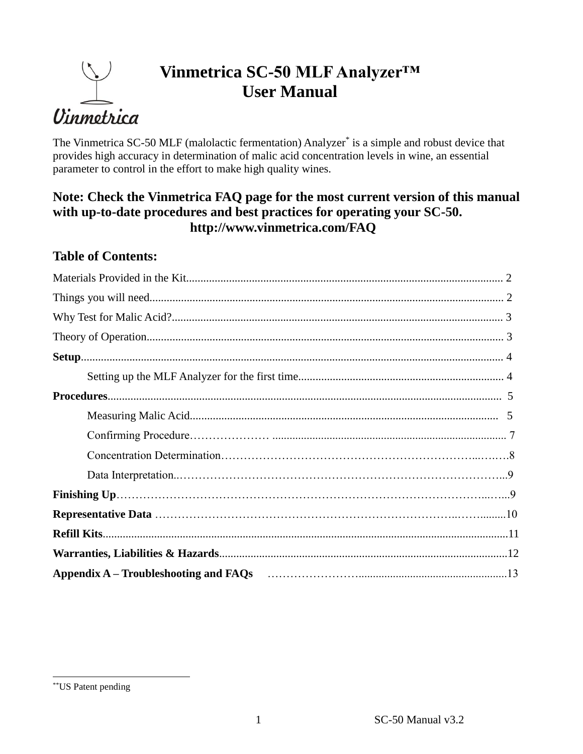# Vinmetrica SC-50 MLF Analyzer™
# User Manual

Vinmetrica

The Vinmetrica SC-50 MLF (malolactic fermentation) Analyzer* is a simple and robust device that provides high accuracy in determination of malic acid concentration levels in wine, an essential parameter to control in the effort to make high quality wines.

**Note: Check the Vinmetrica FAQ page for the most current version of this manual with up-to-date procedures and best practices for operating your SC-50.**
**http://www.vinmetrica.com/FAQ**

## Table of Contents:

Materials Provided in the Kit.............................................. 2

Things you will need.............................................. 2

Why Test for Malic Acid?.............................................. 3

Theory of Operation.............................................. 3

**Setup**.............................................. 4

- Setting up the MLF Analyzer for the first time.............................................. 4

**Procedures**.............................................. 5

- Measuring Malic Acid.............................................. 5
- Confirming Procedure.............................................. 7
- Concentration Determination.............................................. 8
- Data Interpretation.............................................. 9

**Finishing Up**.............................................. 9

**Representative Data** .............................................. 10

**Refill Kits**.............................................. 11

**Warranties, Liabilities & Hazards**.............................................. 12

**Appendix A – Troubleshooting and FAQs** .............................................. 13

---

**US Patent pending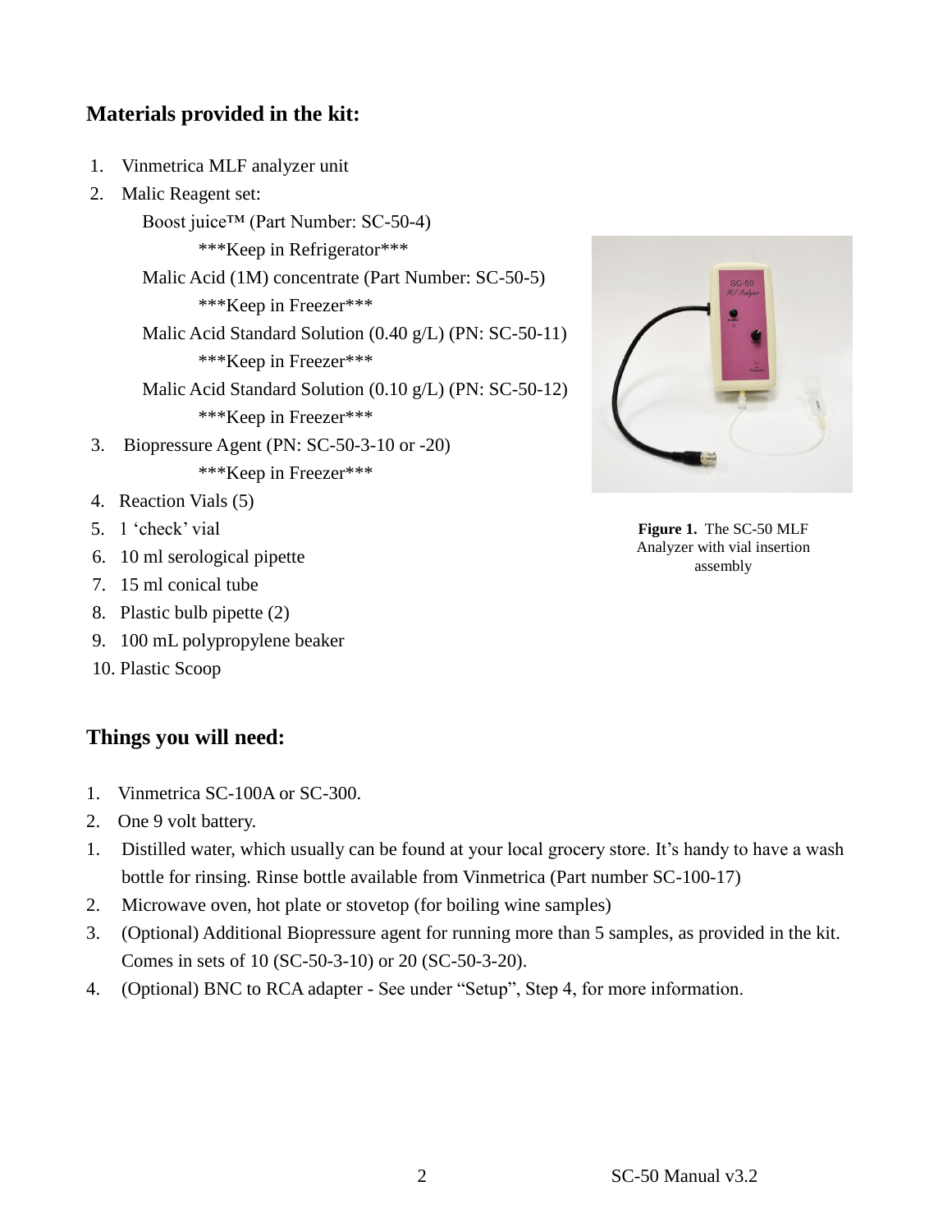## Materials provided in the kit:

1. Vinmetrica MLF analyzer unit
2. Malic Reagent set:
   - Boost juice™ (Part Number: SC-50-4)
     - ***Keep in Refrigerator***
   - Malic Acid (1M) concentrate (Part Number: SC-50-5)
     - ***Keep in Freezer***
   - Malic Acid Standard Solution (0.40 g/L) (PN: SC-50-11)
     - ***Keep in Freezer***
   - Malic Acid Standard Solution (0.10 g/L) (PN: SC-50-12)
     - ***Keep in Freezer***
3. Biopressure Agent (PN: SC-50-3-10 or -20)
   - ***Keep in Freezer***
4. Reaction Vials (5)
5. 1 'check' vial
6. 10 ml serological pipette
7. 15 ml conical tube
8. Plastic bulb pipette (2)
9. 100 mL polypropylene beaker
10. Plastic Scoop

**Figure 1.** The SC-50 MLF Analyzer with vial insertion assembly

## Things you will need:

1. Vinmetrica SC-100A or SC-300.
2. One 9 volt battery.
1. Distilled water, which usually can be found at your local grocery store. It's handy to have a wash bottle for rinsing. Rinse bottle available from Vinmetrica (Part number SC-100-17)
2. Microwave oven, hot plate or stovetop (for boiling wine samples)
3. (Optional) Additional Biopressure agent for running more than 5 samples, as provided in the kit. Comes in sets of 10 (SC-50-3-10) or 20 (SC-50-3-20).
4. (Optional) BNC to RCA adapter - See under "Setup", Step 4, for more information.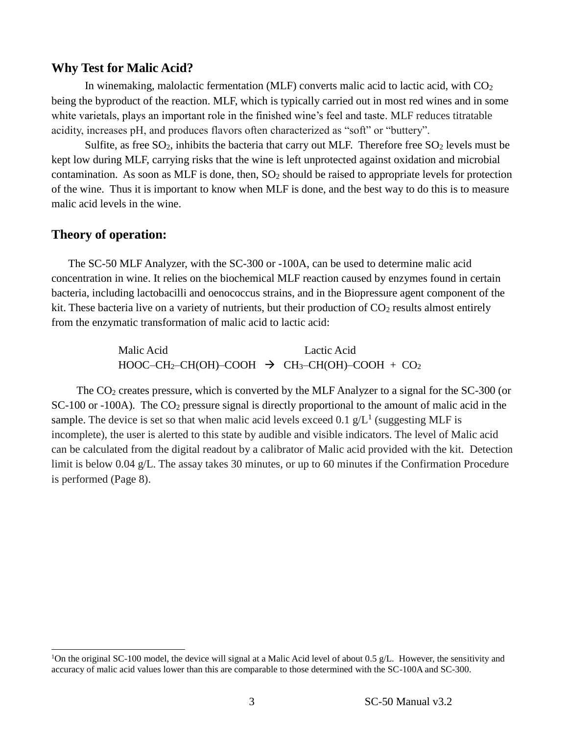## Why Test for Malic Acid?

In winemaking, malolactic fermentation (MLF) converts malic acid to lactic acid, with $CO_2$ being the byproduct of the reaction. MLF, which is typically carried out in most red wines and in some white varietals, plays an important role in the finished wine's feel and taste. MLF reduces titratable acidity, increases pH, and produces flavors often characterized as "soft" or "buttery".

Sulfite, as free $SO_2$, inhibits the bacteria that carry out MLF. Therefore free $SO_2$ levels must be kept low during MLF, carrying risks that the wine is left unprotected against oxidation and microbial contamination. As soon as MLF is done, then, $SO_2$ should be raised to appropriate levels for protection of the wine. Thus it is important to know when MLF is done, and the best way to do this is to measure malic acid levels in the wine.

## Theory of operation:

The SC-50 MLF Analyzer, with the SC-300 or -100A, can be used to determine malic acid concentration in wine. It relies on the biochemical MLF reaction caused by enzymes found in certain bacteria, including lactobacilli and oenococcus strains, and in the Biopressure agent component of the kit. These bacteria live on a variety of nutrients, but their production of $CO_2$ results almost entirely from the enzymatic transformation of malic acid to lactic acid:

$$\underset{\text{Malic Acid}}{HOOC\text{–}CH_2\text{–}CH(OH)\text{–}COOH} \rightarrow \underset{\text{Lactic Acid}}{CH_3\text{–}CH(OH)\text{–}COOH} + CO_2$$

The $CO_2$ creates pressure, which is converted by the MLF Analyzer to a signal for the SC-300 (or SC-100 or -100A). The $CO_2$ pressure signal is directly proportional to the amount of malic acid in the sample. The device is set so that when malic acid levels exceed 0.1 g/L[1] (suggesting MLF is incomplete), the user is alerted to this state by audible and visible indicators. The level of Malic acid can be calculated from the digital readout by a calibrator of Malic acid provided with the kit. Detection limit is below 0.04 g/L. The assay takes 30 minutes, or up to 60 minutes if the Confirmation Procedure is performed (Page 8).

[1] On the original SC-100 model, the device will signal at a Malic Acid level of about 0.5 g/L. However, the sensitivity and accuracy of malic acid values lower than this are comparable to those determined with the SC-100A and SC-300.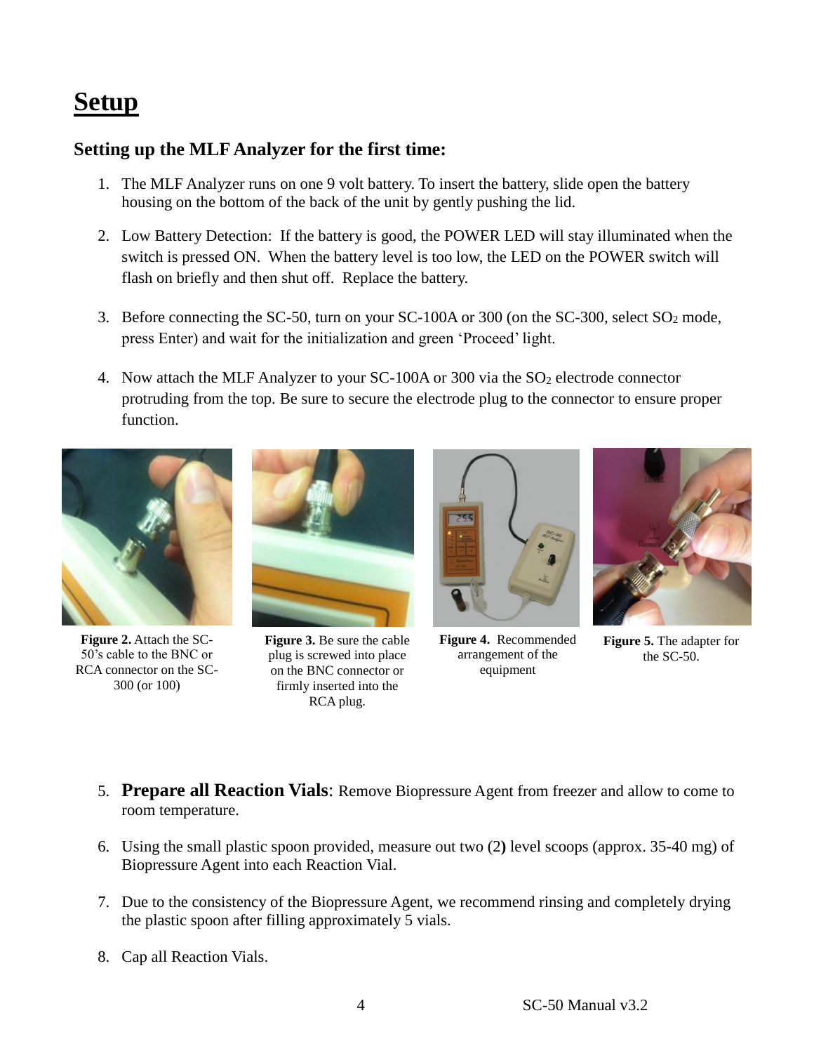# Setup

### Setting up the MLF Analyzer for the first time:

1. The MLF Analyzer runs on one 9 volt battery. To insert the battery, slide open the battery housing on the bottom of the back of the unit by gently pushing the lid.
2. Low Battery Detection: If the battery is good, the POWER LED will stay illuminated when the switch is pressed ON. When the battery level is too low, the LED on the POWER switch will flash on briefly and then shut off. Replace the battery.
3. Before connecting the SC-50, turn on your SC-100A or 300 (on the SC-300, select $SO_2$ mode, press Enter) and wait for the initialization and green 'Proceed' light.
4. Now attach the MLF Analyzer to your SC-100A or 300 via the $SO_2$ electrode connector protruding from the top. Be sure to secure the electrode plug to the connector to ensure proper function.

**Figure 2.** Attach the SC-50's cable to the BNC or RCA connector on the SC-300 (or 100)

**Figure 3.** Be sure the cable plug is screwed into place on the BNC connector or firmly inserted into the RCA plug.

**Figure 4.** Recommended arrangement of the equipment

**Figure 5.** The adapter for the SC-50.

5. **Prepare all Reaction Vials**: Remove Biopressure Agent from freezer and allow to come to room temperature.
6. Using the small plastic spoon provided, measure out two (2**)** level scoops (approx. 35-40 mg) of Biopressure Agent into each Reaction Vial.
7. Due to the consistency of the Biopressure Agent, we recommend rinsing and completely drying the plastic spoon after filling approximately 5 vials.
8. Cap all Reaction Vials.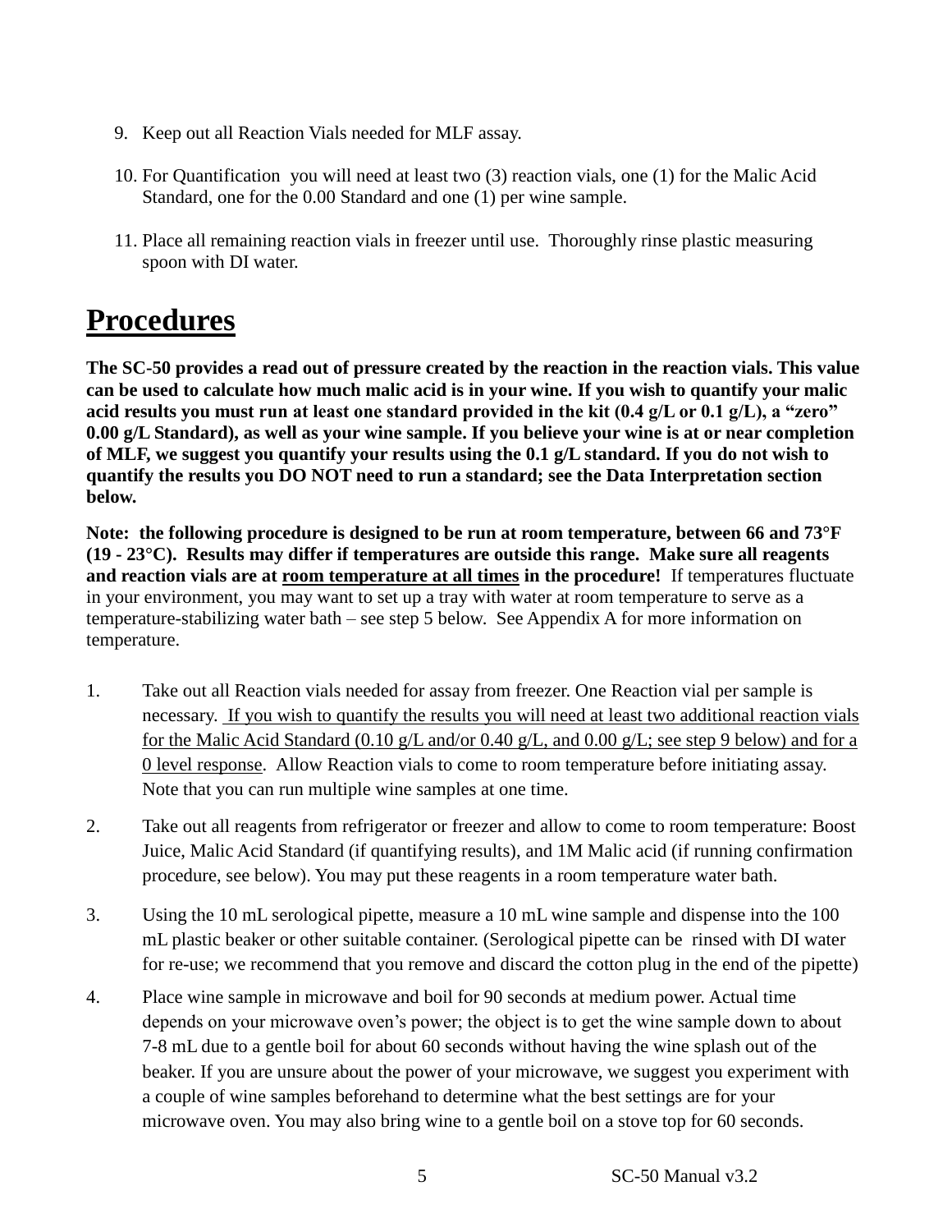9. Keep out all Reaction Vials needed for MLF assay.

10. For Quantification you will need at least two (3) reaction vials, one (1) for the Malic Acid Standard, one for the 0.00 Standard and one (1) per wine sample.

11. Place all remaining reaction vials in freezer until use. Thoroughly rinse plastic measuring spoon with DI water.

# Procedures

**The SC-50 provides a read out of pressure created by the reaction in the reaction vials. This value can be used to calculate how much malic acid is in your wine. If you wish to quantify your malic acid results you must run at least one standard provided in the kit (0.4 g/L or 0.1 g/L), a "zero" 0.00 g/L Standard), as well as your wine sample. If you believe your wine is at or near completion of MLF, we suggest you quantify your results using the 0.1 g/L standard. If you do not wish to quantify the results you DO NOT need to run a standard; see the Data Interpretation section below.**

**Note: the following procedure is designed to be run at room temperature, between 66 and 73°F (19 - 23°C). Results may differ if temperatures are outside this range. Make sure all reagents and reaction vials are at <u>room temperature at all times</u> in the procedure!** If temperatures fluctuate in your environment, you may want to set up a tray with water at room temperature to serve as a temperature-stabilizing water bath – see step 5 below. See Appendix A for more information on temperature.

1. Take out all Reaction vials needed for assay from freezer. One Reaction vial per sample is necessary. <u>If you wish to quantify the results you will need at least two additional reaction vials for the Malic Acid Standard (0.10 g/L and/or 0.40 g/L, and 0.00 g/L; see step 9 below) and for a 0 level response</u>. Allow Reaction vials to come to room temperature before initiating assay. Note that you can run multiple wine samples at one time.

2. Take out all reagents from refrigerator or freezer and allow to come to room temperature: Boost Juice, Malic Acid Standard (if quantifying results), and 1M Malic acid (if running confirmation procedure, see below). You may put these reagents in a room temperature water bath.

3. Using the 10 mL serological pipette, measure a 10 mL wine sample and dispense into the 100 mL plastic beaker or other suitable container. (Serological pipette can be rinsed with DI water for re-use; we recommend that you remove and discard the cotton plug in the end of the pipette)

4. Place wine sample in microwave and boil for 90 seconds at medium power. Actual time depends on your microwave oven's power; the object is to get the wine sample down to about 7-8 mL due to a gentle boil for about 60 seconds without having the wine splash out of the beaker. If you are unsure about the power of your microwave, we suggest you experiment with a couple of wine samples beforehand to determine what the best settings are for your microwave oven. You may also bring wine to a gentle boil on a stove top for 60 seconds.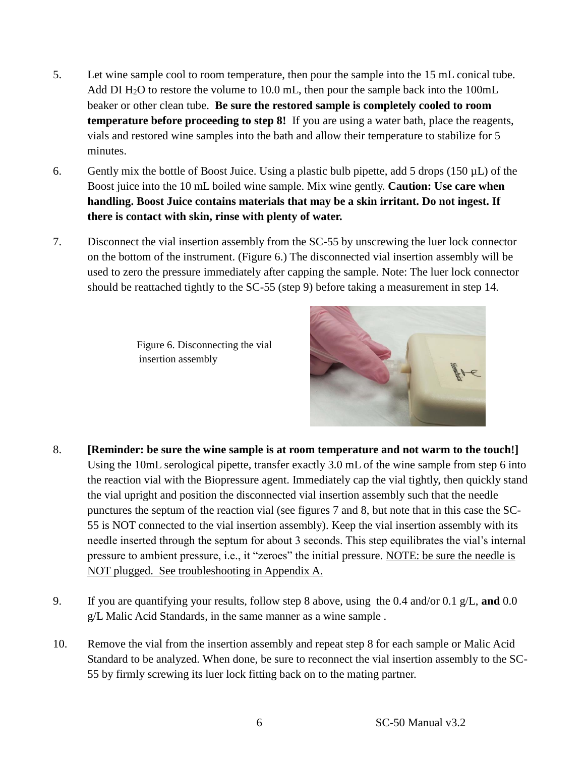5. Let wine sample cool to room temperature, then pour the sample into the 15 mL conical tube. Add DI $H_2O$ to restore the volume to 10.0 mL, then pour the sample back into the 100mL beaker or other clean tube. **Be sure the restored sample is completely cooled to room temperature before proceeding to step 8!** If you are using a water bath, place the reagents, vials and restored wine samples into the bath and allow their temperature to stabilize for 5 minutes.

6. Gently mix the bottle of Boost Juice. Using a plastic bulb pipette, add 5 drops (150 µL) of the Boost juice into the 10 mL boiled wine sample. Mix wine gently. **Caution: Use care when handling. Boost Juice contains materials that may be a skin irritant. Do not ingest. If there is contact with skin, rinse with plenty of water.**

7. Disconnect the vial insertion assembly from the SC-55 by unscrewing the luer lock connector on the bottom of the instrument. (Figure 6.) The disconnected vial insertion assembly will be used to zero the pressure immediately after capping the sample. Note: The luer lock connector should be reattached tightly to the SC-55 (step 9) before taking a measurement in step 14.

Figure 6. Disconnecting the vial insertion assembly

8. **[Reminder: be sure the wine sample is at room temperature and not warm to the touch!]** Using the 10mL serological pipette, transfer exactly 3.0 mL of the wine sample from step 6 into the reaction vial with the Biopressure agent. Immediately cap the vial tightly, then quickly stand the vial upright and position the disconnected vial insertion assembly such that the needle punctures the septum of the reaction vial (see figures 7 and 8, but note that in this case the SC-55 is NOT connected to the vial insertion assembly). Keep the vial insertion assembly with its needle inserted through the septum for about 3 seconds. This step equilibrates the vial's internal pressure to ambient pressure, i.e., it "zeroes" the initial pressure. <u>NOTE: be sure the needle is NOT plugged. See troubleshooting in Appendix A.</u>

9. If you are quantifying your results, follow step 8 above, using the 0.4 and/or 0.1 g/L, **and** 0.0 g/L Malic Acid Standards, in the same manner as a wine sample .

10. Remove the vial from the insertion assembly and repeat step 8 for each sample or Malic Acid Standard to be analyzed. When done, be sure to reconnect the vial insertion assembly to the SC-55 by firmly screwing its luer lock fitting back on to the mating partner.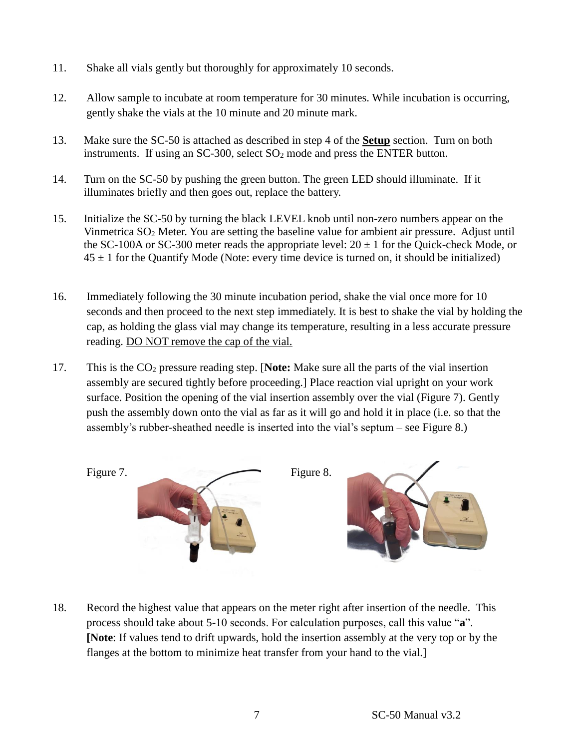11. Shake all vials gently but thoroughly for approximately 10 seconds.

12. Allow sample to incubate at room temperature for 30 minutes. While incubation is occurring, gently shake the vials at the 10 minute and 20 minute mark.

13. Make sure the SC-50 is attached as described in step 4 of the **Setup** section. Turn on both instruments. If using an SC-300, select $SO_2$ mode and press the ENTER button.

14. Turn on the SC-50 by pushing the green button. The green LED should illuminate. If it illuminates briefly and then goes out, replace the battery.

15. Initialize the SC-50 by turning the black LEVEL knob until non-zero numbers appear on the Vinmetrica $SO_2$ Meter. You are setting the baseline value for ambient air pressure. Adjust until the SC-100A or SC-300 meter reads the appropriate level: $20 \pm 1$ for the Quick-check Mode, or $45 \pm 1$ for the Quantify Mode (Note: every time device is turned on, it should be initialized)

16. Immediately following the 30 minute incubation period, shake the vial once more for 10 seconds and then proceed to the next step immediately. It is best to shake the vial by holding the cap, as holding the glass vial may change its temperature, resulting in a less accurate pressure reading. <u>DO NOT remove the cap of the vial.</u>

17. This is the $CO_2$ pressure reading step. [**Note:** Make sure all the parts of the vial insertion assembly are secured tightly before proceeding.] Place reaction vial upright on your work surface. Position the opening of the vial insertion assembly over the vial (Figure 7). Gently push the assembly down onto the vial as far as it will go and hold it in place (i.e. so that the assembly's rubber-sheathed needle is inserted into the vial's septum – see Figure 8.)

Figure 7.

Figure 8.

18. Record the highest value that appears on the meter right after insertion of the needle. This process should take about 5-10 seconds. For calculation purposes, call this value "**a**". **[Note**: If values tend to drift upwards, hold the insertion assembly at the very top or by the flanges at the bottom to minimize heat transfer from your hand to the vial.]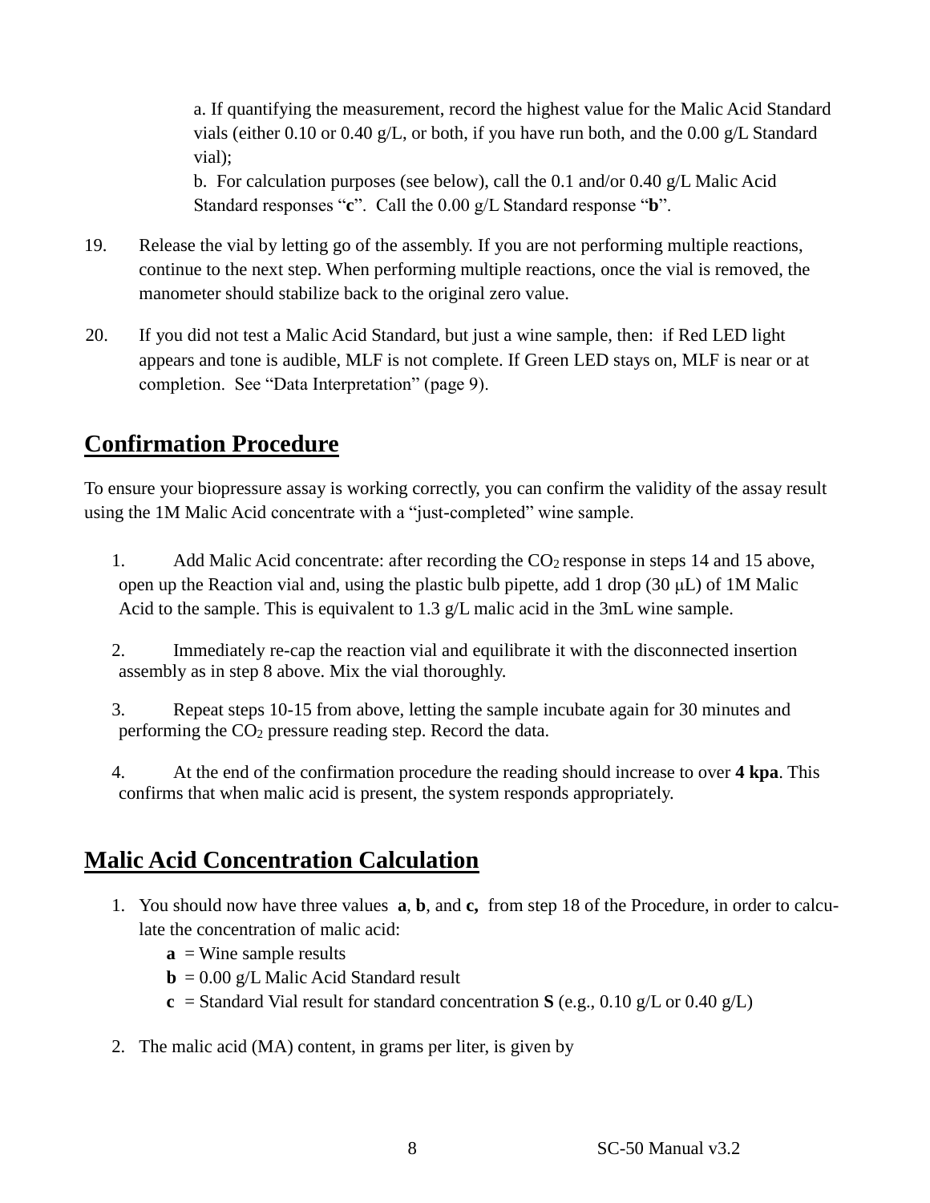a. If quantifying the measurement, record the highest value for the Malic Acid Standard vials (either 0.10 or 0.40 g/L, or both, if you have run both, and the 0.00 g/L Standard vial);

b. For calculation purposes (see below), call the 0.1 and/or 0.40 g/L Malic Acid Standard responses "**c**". Call the 0.00 g/L Standard response "**b**".

19. Release the vial by letting go of the assembly. If you are not performing multiple reactions, continue to the next step. When performing multiple reactions, once the vial is removed, the manometer should stabilize back to the original zero value.

20. If you did not test a Malic Acid Standard, but just a wine sample, then: if Red LED light appears and tone is audible, MLF is not complete. If Green LED stays on, MLF is near or at completion. See "Data Interpretation" (page 9).

## Confirmation Procedure

To ensure your biopressure assay is working correctly, you can confirm the validity of the assay result using the 1M Malic Acid concentrate with a "just-completed" wine sample.

1. Add Malic Acid concentrate: after recording the $CO_2$ response in steps 14 and 15 above, open up the Reaction vial and, using the plastic bulb pipette, add 1 drop (30 μL) of 1M Malic Acid to the sample. This is equivalent to 1.3 g/L malic acid in the 3mL wine sample.

2. Immediately re-cap the reaction vial and equilibrate it with the disconnected insertion assembly as in step 8 above. Mix the vial thoroughly.

3. Repeat steps 10-15 from above, letting the sample incubate again for 30 minutes and performing the $CO_2$ pressure reading step. Record the data.

4. At the end of the confirmation procedure the reading should increase to over **4 kpa**. This confirms that when malic acid is present, the system responds appropriately.

## Malic Acid Concentration Calculation

1. You should now have three values **a**, **b**, and **c,** from step 18 of the Procedure, in order to calculate the concentration of malic acid:
   - **a** = Wine sample results
   - **b** = 0.00 g/L Malic Acid Standard result
   - **c** = Standard Vial result for standard concentration **S** (e.g., 0.10 g/L or 0.40 g/L)

2. The malic acid (MA) content, in grams per liter, is given by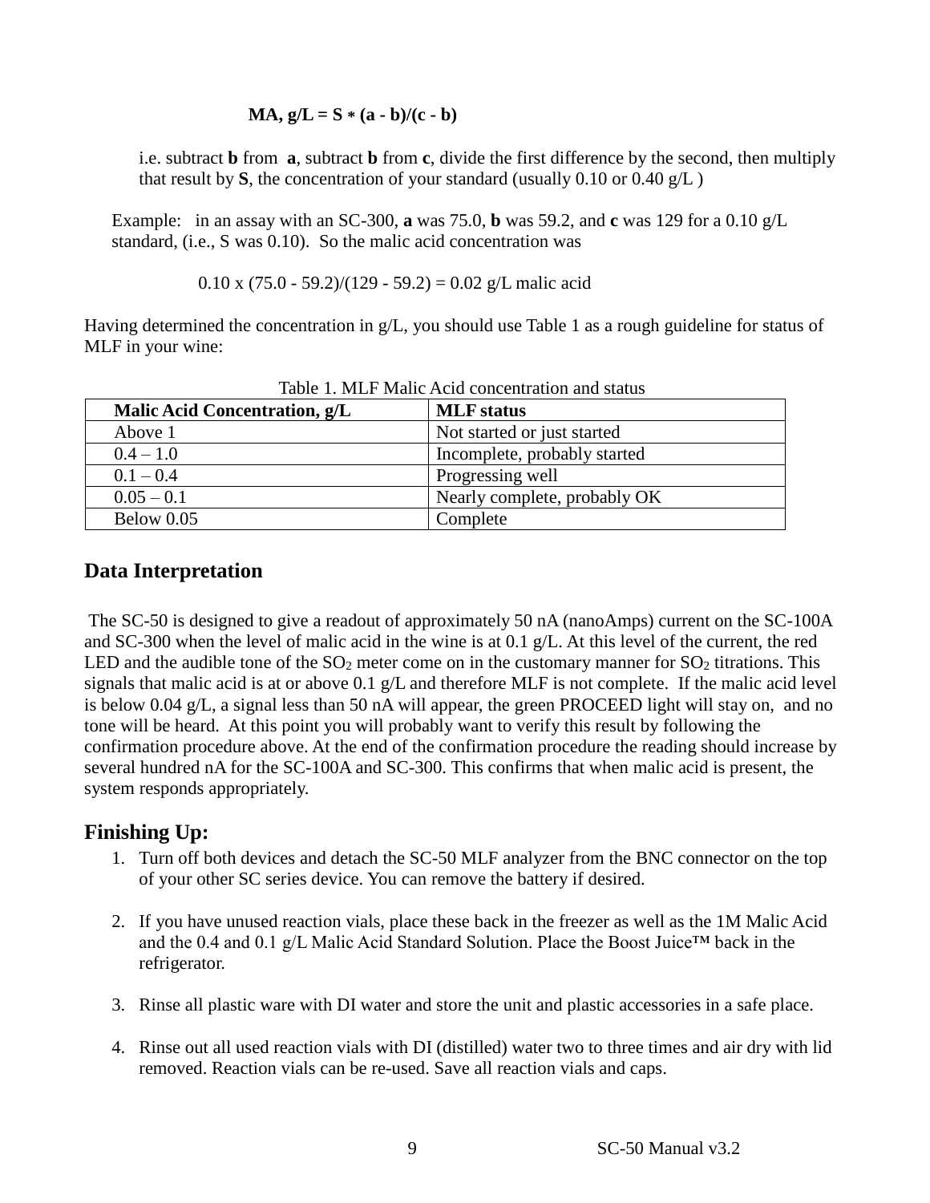$$MA, g/L = S * (a - b)/(c - b)$$

i.e. subtract **b** from **a**, subtract **b** from **c**, divide the first difference by the second, then multiply that result by **S**, the concentration of your standard (usually 0.10 or 0.40 g/L )

Example: in an assay with an SC-300, **a** was 75.0, **b** was 59.2, and **c** was 129 for a 0.10 g/L standard, (i.e., S was 0.10). So the malic acid concentration was

$$0.10 \times (75.0 - 59.2)/(129 - 59.2) = 0.02 \text{ g/L malic acid}$$

Having determined the concentration in g/L, you should use Table 1 as a rough guideline for status of MLF in your wine:

Table 1. MLF Malic Acid concentration and status

| Malic Acid Concentration, g/L | MLF status |
|---|---|
| Above 1 | Not started or just started |
| 0.4 – 1.0 | Incomplete, probably started |
| 0.1 – 0.4 | Progressing well |
| 0.05 – 0.1 | Nearly complete, probably OK |
| Below 0.05 | Complete |

## Data Interpretation

The SC-50 is designed to give a readout of approximately 50 nA (nanoAmps) current on the SC-100A and SC-300 when the level of malic acid in the wine is at 0.1 g/L. At this level of the current, the red LED and the audible tone of the $SO_2$ meter come on in the customary manner for $SO_2$ titrations. This signals that malic acid is at or above 0.1 g/L and therefore MLF is not complete. If the malic acid level is below 0.04 g/L, a signal less than 50 nA will appear, the green PROCEED light will stay on, and no tone will be heard. At this point you will probably want to verify this result by following the confirmation procedure above. At the end of the confirmation procedure the reading should increase by several hundred nA for the SC-100A and SC-300. This confirms that when malic acid is present, the system responds appropriately.

## Finishing Up:

1. Turn off both devices and detach the SC-50 MLF analyzer from the BNC connector on the top of your other SC series device. You can remove the battery if desired.

2. If you have unused reaction vials, place these back in the freezer as well as the 1M Malic Acid and the 0.4 and 0.1 g/L Malic Acid Standard Solution. Place the Boost Juice™ back in the refrigerator.

3. Rinse all plastic ware with DI water and store the unit and plastic accessories in a safe place.

4. Rinse out all used reaction vials with DI (distilled) water two to three times and air dry with lid removed. Reaction vials can be re-used. Save all reaction vials and caps.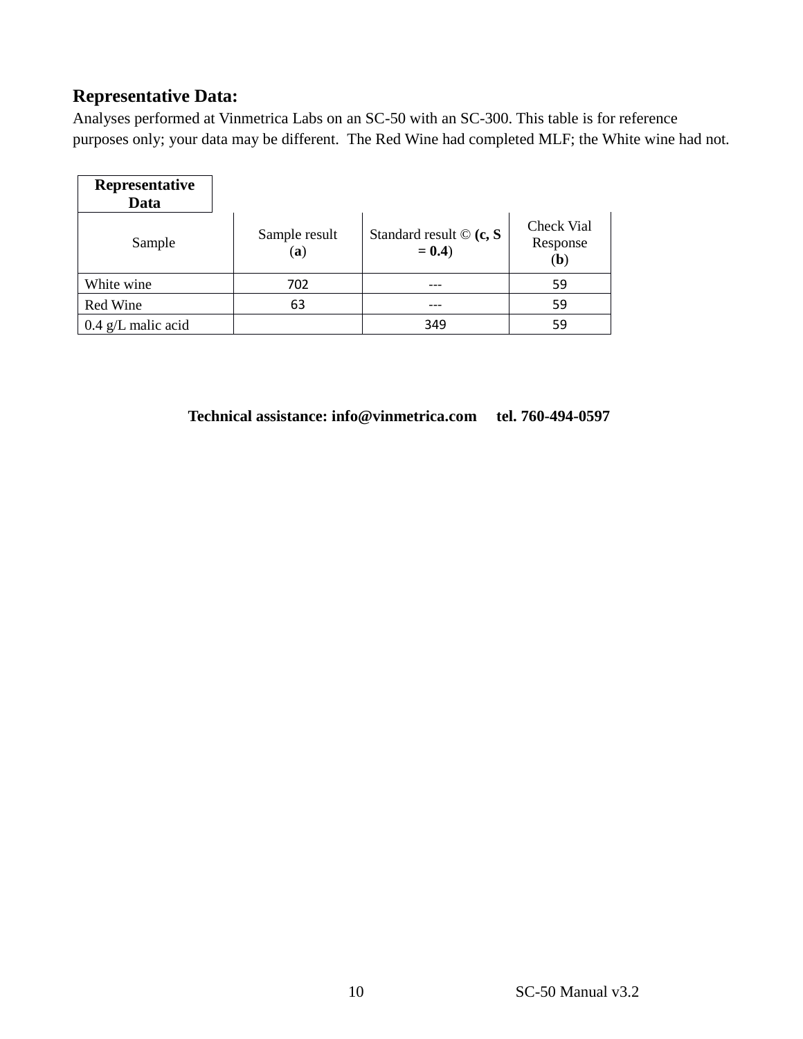## Representative Data:

Analyses performed at Vinmetrica Labs on an SC-50 with an SC-300. This table is for reference purposes only; your data may be different. The Red Wine had completed MLF; the White wine had not.

| **Representative Data** | | | |
|---|---|---|---|
| Sample | Sample result (**a**) | Standard result © **(c, S = 0.4**) | Check Vial Response (**b**) |
| White wine | 702 | --- | 59 |
| Red Wine | 63 | --- | 59 |
| 0.4 g/L malic acid | | 349 | 59 |

**Technical assistance: info@vinmetrica.com tel. 760-494-0597**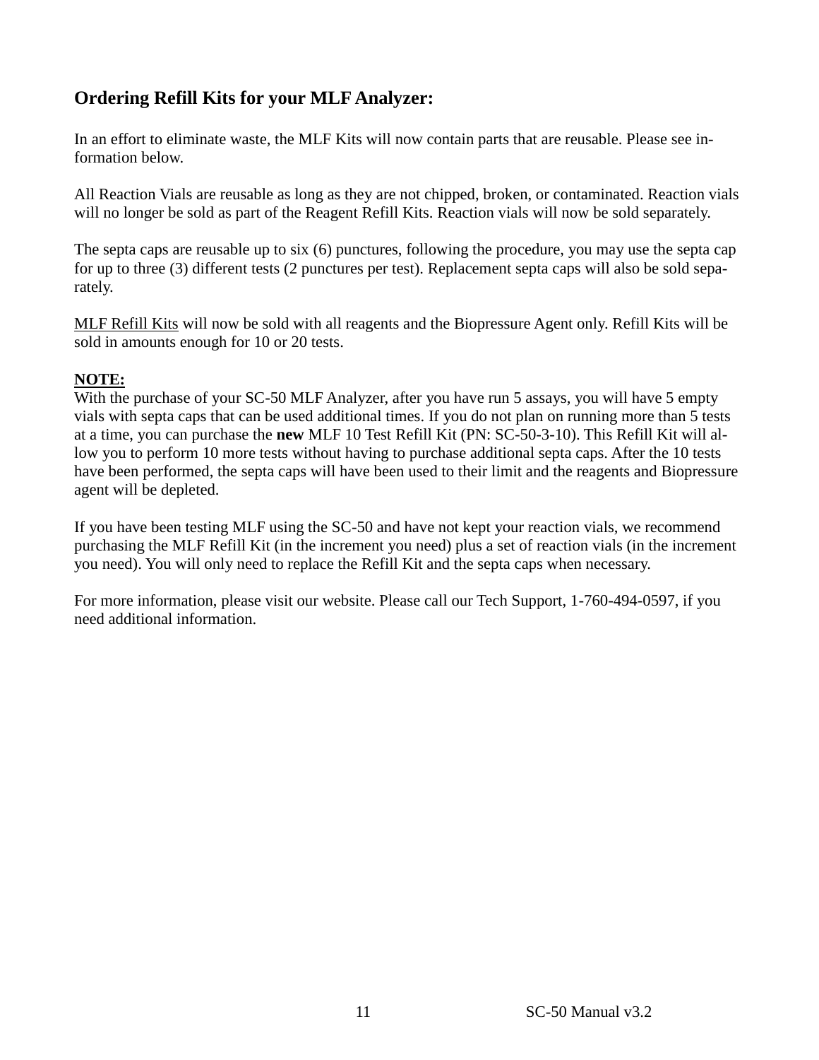## Ordering Refill Kits for your MLF Analyzer:

In an effort to eliminate waste, the MLF Kits will now contain parts that are reusable. Please see information below.

All Reaction Vials are reusable as long as they are not chipped, broken, or contaminated. Reaction vials will no longer be sold as part of the Reagent Refill Kits. Reaction vials will now be sold separately.

The septa caps are reusable up to six (6) punctures, following the procedure, you may use the septa cap for up to three (3) different tests (2 punctures per test). Replacement septa caps will also be sold separately.

<u>MLF Refill Kits</u> will now be sold with all reagents and the Biopressure Agent only. Refill Kits will be sold in amounts enough for 10 or 20 tests.

**<u>NOTE:</u>**
With the purchase of your SC-50 MLF Analyzer, after you have run 5 assays, you will have 5 empty vials with septa caps that can be used additional times. If you do not plan on running more than 5 tests at a time, you can purchase the **new** MLF 10 Test Refill Kit (PN: SC-50-3-10). This Refill Kit will allow you to perform 10 more tests without having to purchase additional septa caps. After the 10 tests have been performed, the septa caps will have been used to their limit and the reagents and Biopressure agent will be depleted.

If you have been testing MLF using the SC-50 and have not kept your reaction vials, we recommend purchasing the MLF Refill Kit (in the increment you need) plus a set of reaction vials (in the increment you need). You will only need to replace the Refill Kit and the septa caps when necessary.

For more information, please visit our website. Please call our Tech Support, 1-760-494-0597, if you need additional information.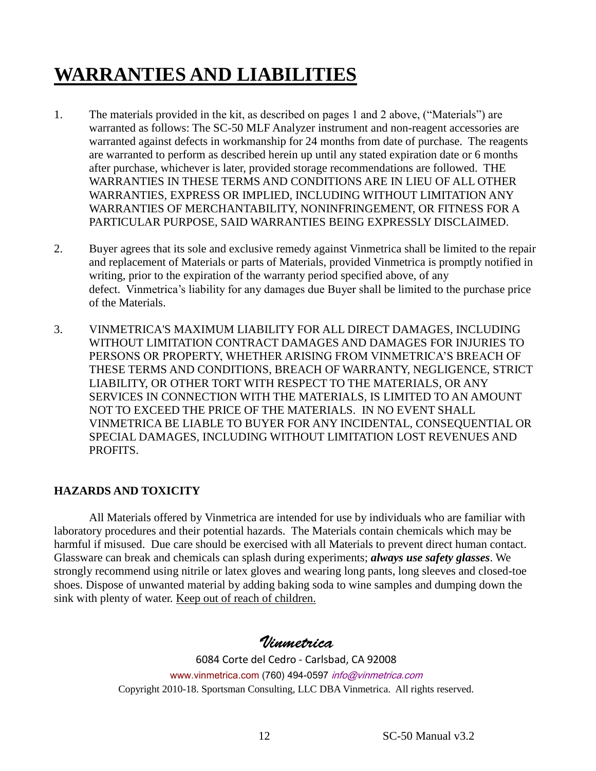# WARRANTIES AND LIABILITIES

1. The materials provided in the kit, as described on pages 1 and 2 above, ("Materials") are warranted as follows: The SC-50 MLF Analyzer instrument and non-reagent accessories are warranted against defects in workmanship for 24 months from date of purchase. The reagents are warranted to perform as described herein up until any stated expiration date or 6 months after purchase, whichever is later, provided storage recommendations are followed. THE WARRANTIES IN THESE TERMS AND CONDITIONS ARE IN LIEU OF ALL OTHER WARRANTIES, EXPRESS OR IMPLIED, INCLUDING WITHOUT LIMITATION ANY WARRANTIES OF MERCHANTABILITY, NONINFRINGEMENT, OR FITNESS FOR A PARTICULAR PURPOSE, SAID WARRANTIES BEING EXPRESSLY DISCLAIMED.

2. Buyer agrees that its sole and exclusive remedy against Vinmetrica shall be limited to the repair and replacement of Materials or parts of Materials, provided Vinmetrica is promptly notified in writing, prior to the expiration of the warranty period specified above, of any defect. Vinmetrica's liability for any damages due Buyer shall be limited to the purchase price of the Materials.

3. VINMETRICA'S MAXIMUM LIABILITY FOR ALL DIRECT DAMAGES, INCLUDING WITHOUT LIMITATION CONTRACT DAMAGES AND DAMAGES FOR INJURIES TO PERSONS OR PROPERTY, WHETHER ARISING FROM VINMETRICA'S BREACH OF THESE TERMS AND CONDITIONS, BREACH OF WARRANTY, NEGLIGENCE, STRICT LIABILITY, OR OTHER TORT WITH RESPECT TO THE MATERIALS, OR ANY SERVICES IN CONNECTION WITH THE MATERIALS, IS LIMITED TO AN AMOUNT NOT TO EXCEED THE PRICE OF THE MATERIALS. IN NO EVENT SHALL VINMETRICA BE LIABLE TO BUYER FOR ANY INCIDENTAL, CONSEQUENTIAL OR SPECIAL DAMAGES, INCLUDING WITHOUT LIMITATION LOST REVENUES AND PROFITS.

### HAZARDS AND TOXICITY

All Materials offered by Vinmetrica are intended for use by individuals who are familiar with laboratory procedures and their potential hazards. The Materials contain chemicals which may be harmful if misused. Due care should be exercised with all Materials to prevent direct human contact. Glassware can break and chemicals can splash during experiments; ***always use safety glasses***. We strongly recommend using nitrile or latex gloves and wearing long pants, long sleeves and closed-toe shoes. Dispose of unwanted material by adding baking soda to wine samples and dumping down the sink with plenty of water. Keep out of reach of children.

*Vinmetrica*

6084 Corte del Cedro - Carlsbad, CA 92008

www.vinmetrica.com (760) 494-0597 *info@vinmetrica.com*

Copyright 2010-18. Sportsman Consulting, LLC DBA Vinmetrica. All rights reserved.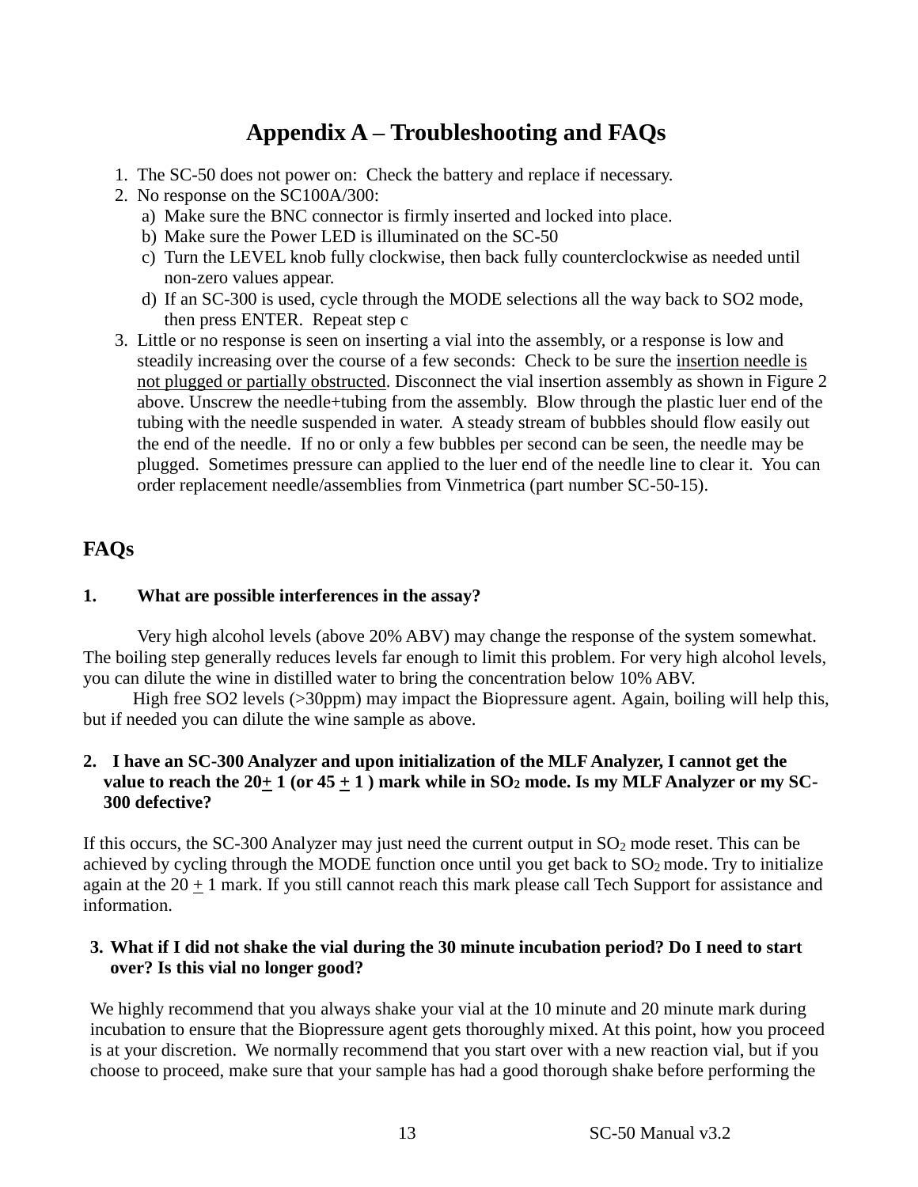# Appendix A – Troubleshooting and FAQs

1. The SC-50 does not power on: Check the battery and replace if necessary.
2. No response on the SC100A/300:
   a) Make sure the BNC connector is firmly inserted and locked into place.
   b) Make sure the Power LED is illuminated on the SC-50
   c) Turn the LEVEL knob fully clockwise, then back fully counterclockwise as needed until non-zero values appear.
   d) If an SC-300 is used, cycle through the MODE selections all the way back to SO2 mode, then press ENTER. Repeat step c
3. Little or no response is seen on inserting a vial into the assembly, or a response is low and steadily increasing over the course of a few seconds: Check to be sure the <u>insertion needle is not plugged or partially obstructed</u>. Disconnect the vial insertion assembly as shown in Figure 2 above. Unscrew the needle+tubing from the assembly. Blow through the plastic luer end of the tubing with the needle suspended in water. A steady stream of bubbles should flow easily out the end of the needle. If no or only a few bubbles per second can be seen, the needle may be plugged. Sometimes pressure can applied to the luer end of the needle line to clear it. You can order replacement needle/assemblies from Vinmetrica (part number SC-50-15).

## FAQs

**1. What are possible interferences in the assay?**

Very high alcohol levels (above 20% ABV) may change the response of the system somewhat. The boiling step generally reduces levels far enough to limit this problem. For very high alcohol levels, you can dilute the wine in distilled water to bring the concentration below 10% ABV.

High free SO2 levels (>30ppm) may impact the Biopressure agent. Again, boiling will help this, but if needed you can dilute the wine sample as above.

**2. I have an SC-300 Analyzer and upon initialization of the MLF Analyzer, I cannot get the value to reach the 20± 1 (or 45 ± 1 ) mark while in $SO_2$ mode. Is my MLF Analyzer or my SC-300 defective?**

If this occurs, the SC-300 Analyzer may just need the current output in $SO_2$ mode reset. This can be achieved by cycling through the MODE function once until you get back to $SO_2$ mode. Try to initialize again at the 20 ± 1 mark. If you still cannot reach this mark please call Tech Support for assistance and information.

**3. What if I did not shake the vial during the 30 minute incubation period? Do I need to start over? Is this vial no longer good?**

We highly recommend that you always shake your vial at the 10 minute and 20 minute mark during incubation to ensure that the Biopressure agent gets thoroughly mixed. At this point, how you proceed is at your discretion. We normally recommend that you start over with a new reaction vial, but if you choose to proceed, make sure that your sample has had a good thorough shake before performing the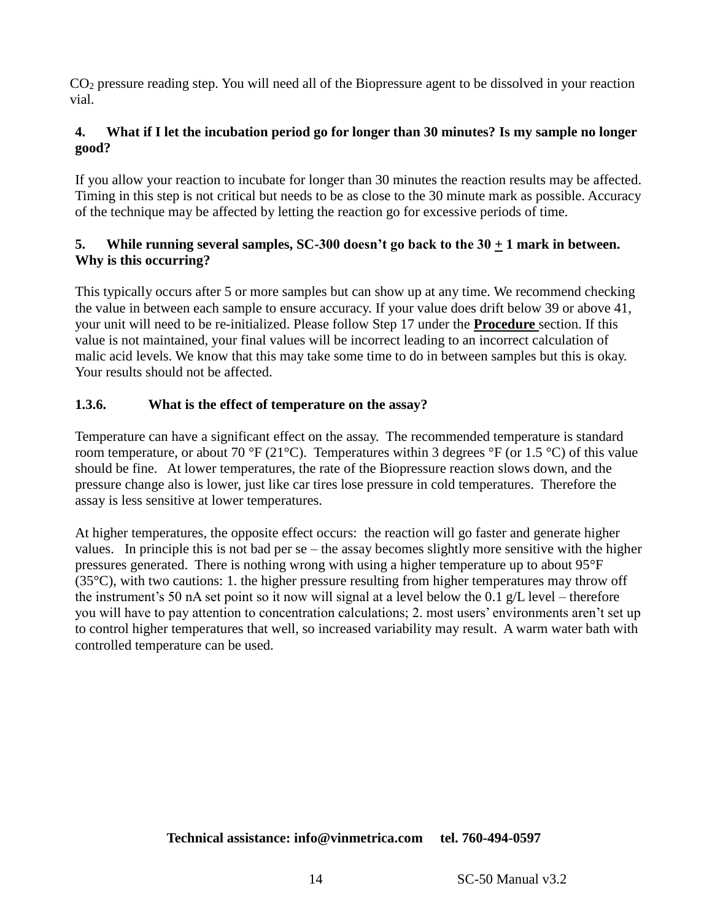$CO_2$ pressure reading step. You will need all of the Biopressure agent to be dissolved in your reaction vial.

**4. What if I let the incubation period go for longer than 30 minutes? Is my sample no longer good?**

If you allow your reaction to incubate for longer than 30 minutes the reaction results may be affected. Timing in this step is not critical but needs to be as close to the 30 minute mark as possible. Accuracy of the technique may be affected by letting the reaction go for excessive periods of time.

**5. While running several samples, SC-300 doesn't go back to the 30 $\pm$ 1 mark in between. Why is this occurring?**

This typically occurs after 5 or more samples but can show up at any time. We recommend checking the value in between each sample to ensure accuracy. If your value does drift below 39 or above 41, your unit will need to be re-initialized. Please follow Step 17 under the **Procedure** section. If this value is not maintained, your final values will be incorrect leading to an incorrect calculation of malic acid levels. We know that this may take some time to do in between samples but this is okay. Your results should not be affected.

**1.3.6. What is the effect of temperature on the assay?**

Temperature can have a significant effect on the assay. The recommended temperature is standard room temperature, or about 70 °F (21°C). Temperatures within 3 degrees °F (or 1.5 °C) of this value should be fine. At lower temperatures, the rate of the Biopressure reaction slows down, and the pressure change also is lower, just like car tires lose pressure in cold temperatures. Therefore the assay is less sensitive at lower temperatures.

At higher temperatures, the opposite effect occurs: the reaction will go faster and generate higher values. In principle this is not bad per se – the assay becomes slightly more sensitive with the higher pressures generated. There is nothing wrong with using a higher temperature up to about 95°F (35°C), with two cautions: 1. the higher pressure resulting from higher temperatures may throw off the instrument's 50 nA set point so it now will signal at a level below the 0.1 g/L level – therefore you will have to pay attention to concentration calculations; 2. most users' environments aren't set up to control higher temperatures that well, so increased variability may result. A warm water bath with controlled temperature can be used.

**Technical assistance: info@vinmetrica.com tel. 760-494-0597**